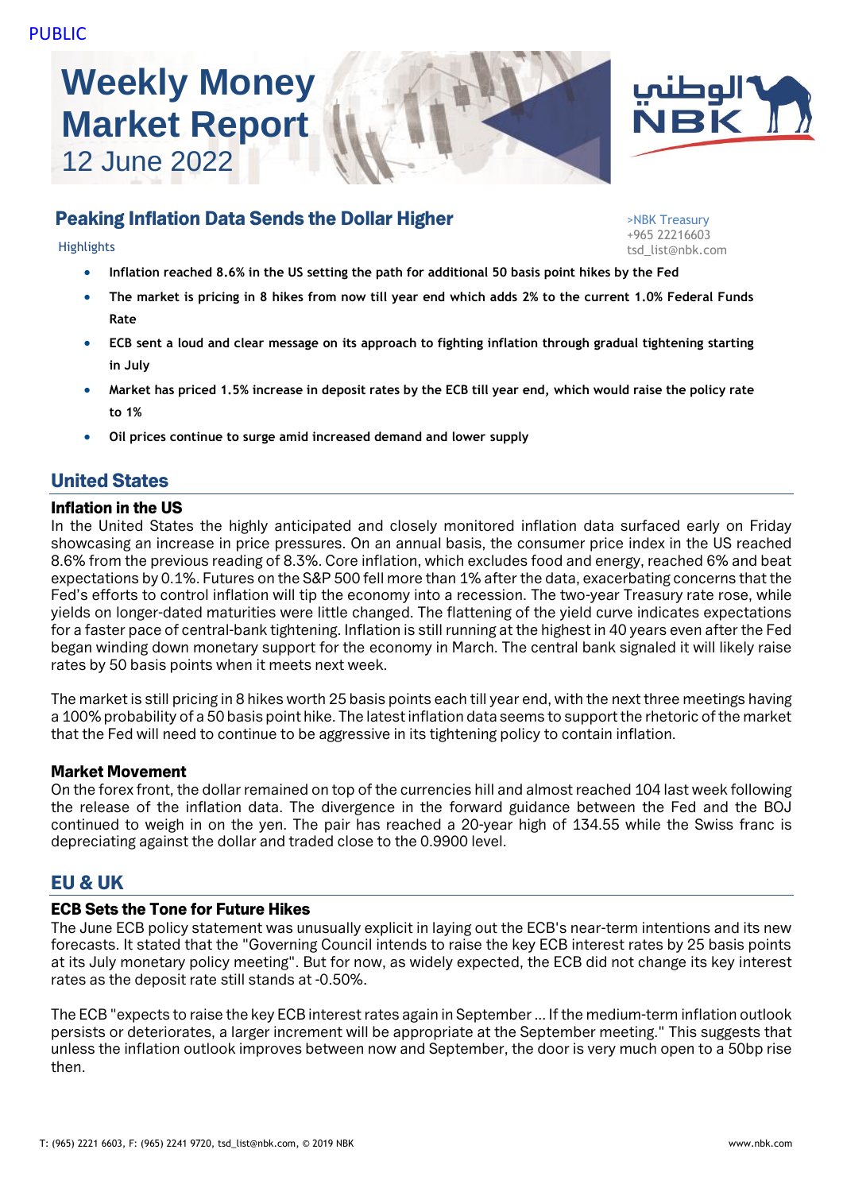PUBLIC

# Weekly Money Market Report
12 June 2022

## Peaking Inflation Data Sends the Dollar Higher

>NBK Treasury
+965 22216603
tsd_list@nbk.com

Highlights

- **Inflation reached 8.6% in the US setting the path for additional 50 basis point hikes by the Fed**
- **The market is pricing in 8 hikes from now till year end which adds 2% to the current 1.0% Federal Funds Rate**
- **ECB sent a loud and clear message on its approach to fighting inflation through gradual tightening starting in July**
- **Market has priced 1.5% increase in deposit rates by the ECB till year end, which would raise the policy rate to 1%**
- **Oil prices continue to surge amid increased demand and lower supply**

## United States

### Inflation in the US

In the United States the highly anticipated and closely monitored inflation data surfaced early on Friday showcasing an increase in price pressures. On an annual basis, the consumer price index in the US reached 8.6% from the previous reading of 8.3%. Core inflation, which excludes food and energy, reached 6% and beat expectations by 0.1%. Futures on the S&P 500 fell more than 1% after the data, exacerbating concerns that the Fed's efforts to control inflation will tip the economy into a recession. The two-year Treasury rate rose, while yields on longer-dated maturities were little changed. The flattening of the yield curve indicates expectations for a faster pace of central-bank tightening. Inflation is still running at the highest in 40 years even after the Fed began winding down monetary support for the economy in March. The central bank signaled it will likely raise rates by 50 basis points when it meets next week.

The market is still pricing in 8 hikes worth 25 basis points each till year end, with the next three meetings having a 100% probability of a 50 basis point hike. The latest inflation data seems to support the rhetoric of the market that the Fed will need to continue to be aggressive in its tightening policy to contain inflation.

### Market Movement

On the forex front, the dollar remained on top of the currencies hill and almost reached 104 last week following the release of the inflation data. The divergence in the forward guidance between the Fed and the BOJ continued to weigh in on the yen. The pair has reached a 20-year high of 134.55 while the Swiss franc is depreciating against the dollar and traded close to the 0.9900 level.

## EU & UK

### ECB Sets the Tone for Future Hikes

The June ECB policy statement was unusually explicit in laying out the ECB's near-term intentions and its new forecasts. It stated that the "Governing Council intends to raise the key ECB interest rates by 25 basis points at its July monetary policy meeting". But for now, as widely expected, the ECB did not change its key interest rates as the deposit rate still stands at -0.50%.

The ECB "expects to raise the key ECB interest rates again in September … If the medium-term inflation outlook persists or deteriorates, a larger increment will be appropriate at the September meeting." This suggests that unless the inflation outlook improves between now and September, the door is very much open to a 50bp rise then.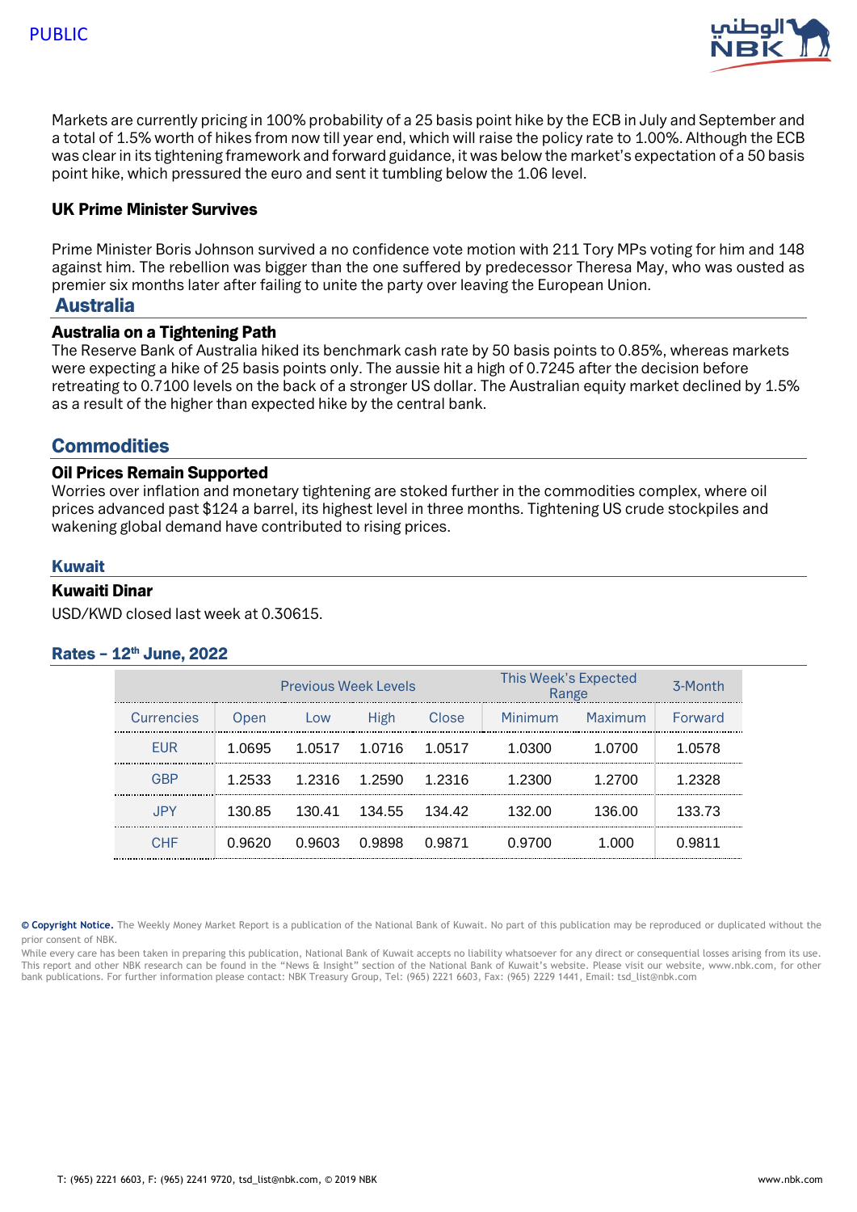Markets are currently pricing in 100% probability of a 25 basis point hike by the ECB in July and September and a total of 1.5% worth of hikes from now till year end, which will raise the policy rate to 1.00%. Although the ECB was clear in its tightening framework and forward guidance, it was below the market's expectation of a 50 basis point hike, which pressured the euro and sent it tumbling below the 1.06 level.

### UK Prime Minister Survives

Prime Minister Boris Johnson survived a no confidence vote motion with 211 Tory MPs voting for him and 148 against him. The rebellion was bigger than the one suffered by predecessor Theresa May, who was ousted as premier six months later after failing to unite the party over leaving the European Union.

## Australia

### Australia on a Tightening Path

The Reserve Bank of Australia hiked its benchmark cash rate by 50 basis points to 0.85%, whereas markets were expecting a hike of 25 basis points only. The aussie hit a high of 0.7245 after the decision before retreating to 0.7100 levels on the back of a stronger US dollar. The Australian equity market declined by 1.5% as a result of the higher than expected hike by the central bank.

## Commodities

### Oil Prices Remain Supported

Worries over inflation and monetary tightening are stoked further in the commodities complex, where oil prices advanced past $124 a barrel, its highest level in three months. Tightening US crude stockpiles and wakening global demand have contributed to rising prices.

## Kuwait

### Kuwaiti Dinar

USD/KWD closed last week at 0.30615.

## Rates – 12th June, 2022

| | Previous Week Levels | | | | This Week's Expected Range | | 3-Month |
|---|---|---|---|---|---|---|---|
| Currencies | Open | Low | High | Close | Minimum | Maximum | Forward |
| EUR | 1.0695 | 1.0517 | 1.0716 | 1.0517 | 1.0300 | 1.0700 | 1.0578 |
| GBP | 1.2533 | 1.2316 | 1.2590 | 1.2316 | 1.2300 | 1.2700 | 1.2328 |
| JPY | 130.85 | 130.41 | 134.55 | 134.42 | 132.00 | 136.00 | 133.73 |
| CHF | 0.9620 | 0.9603 | 0.9898 | 0.9871 | 0.9700 | 1.000 | 0.9811 |

**© Copyright Notice.** The Weekly Money Market Report is a publication of the National Bank of Kuwait. No part of this publication may be reproduced or duplicated without the prior consent of NBK.

While every care has been taken in preparing this publication, National Bank of Kuwait accepts no liability whatsoever for any direct or consequential losses arising from its use. This report and other NBK research can be found in the "News & Insight" section of the National Bank of Kuwait's website. Please visit our website, www.nbk.com, for other bank publications. For further information please contact: NBK Treasury Group, Tel: (965) 2221 6603, Fax: (965) 2229 1441, Email: tsd_list@nbk.com